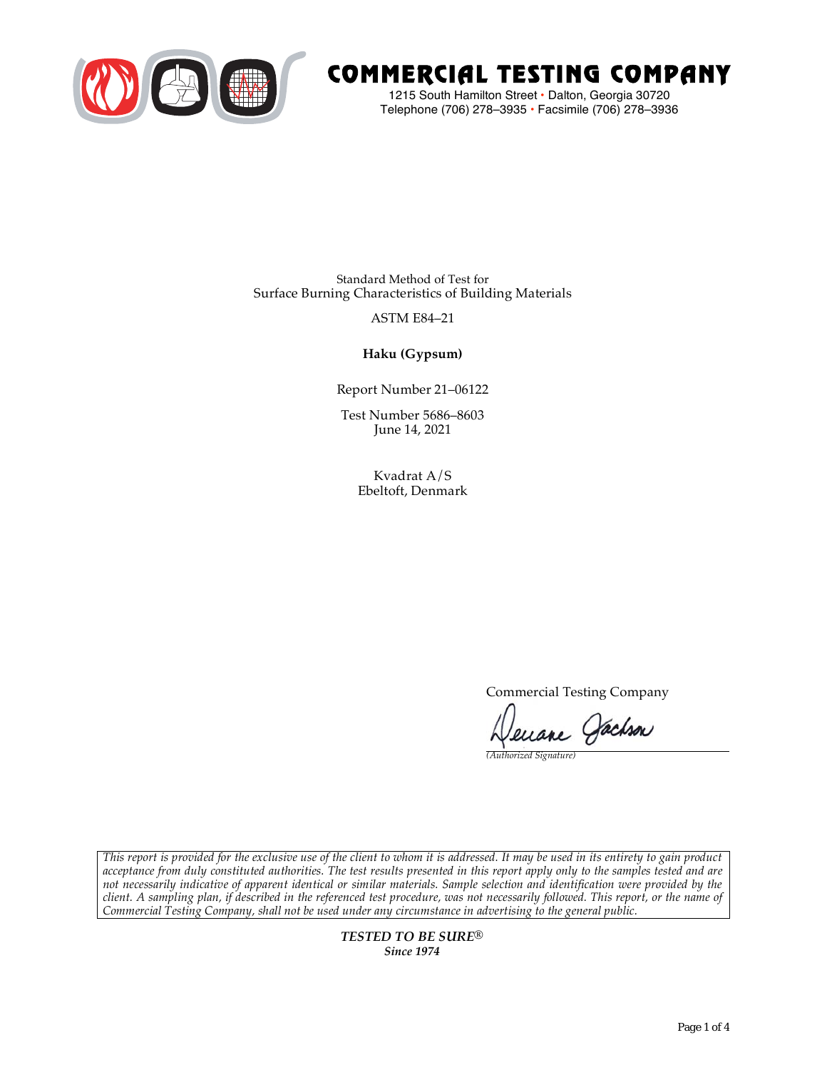# COMMERCIAL TESTING COMPANY

1215 South Hamilton Street • Dalton, Georgia 30720
Telephone (706) 278–3935 • Facsimile (706) 278–3936

Standard Method of Test for
Surface Burning Characteristics of Building Materials

ASTM E84–21

**Haku (Gypsum)**

Report Number 21–06122

Test Number 5686–8603
June 14, 2021

Kvadrat A/S
Ebeltoft, Denmark

Commercial Testing Company

*(Authorized Signature)*

*This report is provided for the exclusive use of the client to whom it is addressed. It may be used in its entirety to gain product acceptance from duly constituted authorities. The test results presented in this report apply only to the samples tested and are not necessarily indicative of apparent identical or similar materials. Sample selection and identification were provided by the client. A sampling plan, if described in the referenced test procedure, was not necessarily followed. This report, or the name of Commercial Testing Company, shall not be used under any circumstance in advertising to the general public.*

***TESTED TO BE SURE®***
***Since 1974***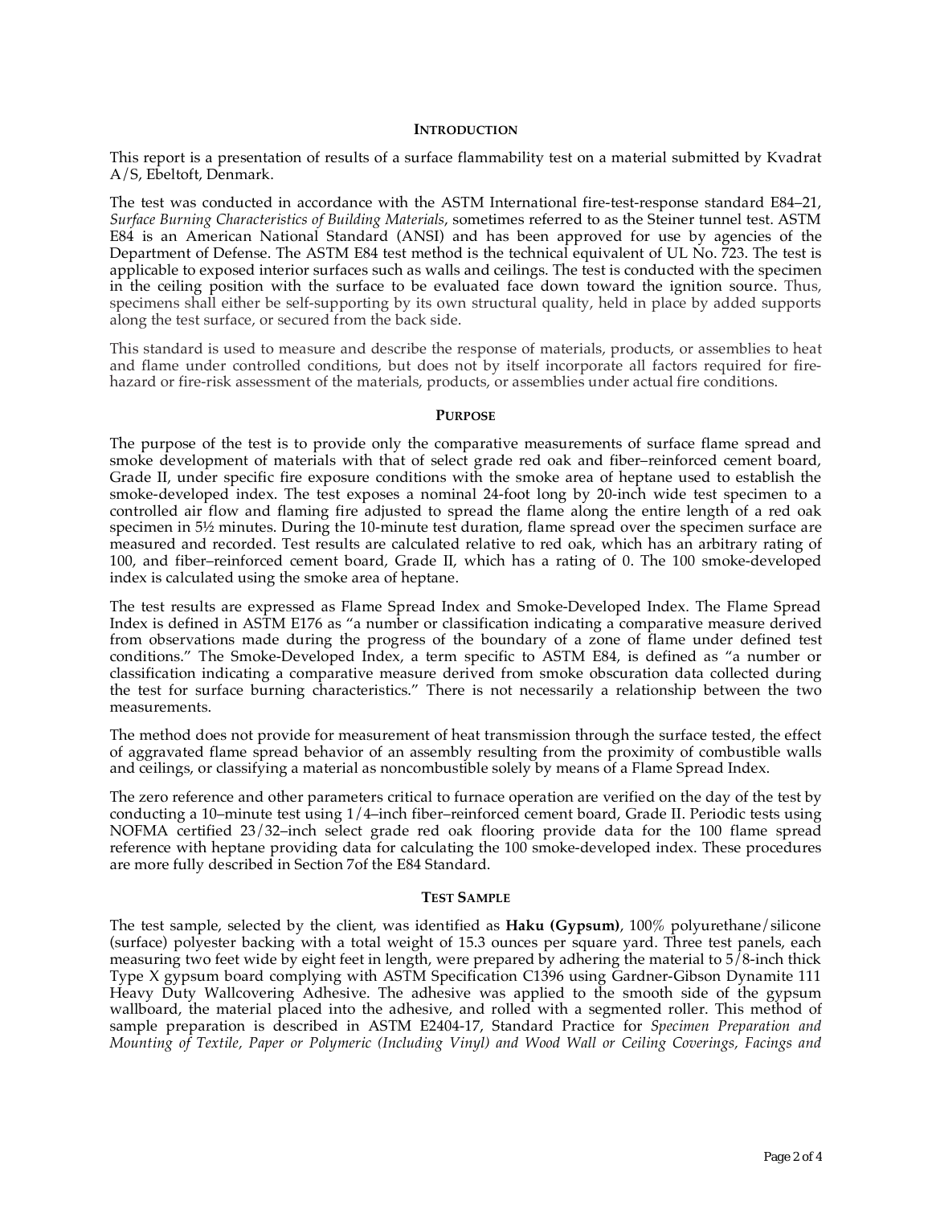## INTRODUCTION

This report is a presentation of results of a surface flammability test on a material submitted by Kvadrat A/S, Ebeltoft, Denmark.

The test was conducted in accordance with the ASTM International fire-test-response standard E84–21, *Surface Burning Characteristics of Building Materials*, sometimes referred to as the Steiner tunnel test. ASTM E84 is an American National Standard (ANSI) and has been approved for use by agencies of the Department of Defense. The ASTM E84 test method is the technical equivalent of UL No. 723. The test is applicable to exposed interior surfaces such as walls and ceilings. The test is conducted with the specimen in the ceiling position with the surface to be evaluated face down toward the ignition source. Thus, specimens shall either be self-supporting by its own structural quality, held in place by added supports along the test surface, or secured from the back side.

This standard is used to measure and describe the response of materials, products, or assemblies to heat and flame under controlled conditions, but does not by itself incorporate all factors required for fire-hazard or fire-risk assessment of the materials, products, or assemblies under actual fire conditions.

## PURPOSE

The purpose of the test is to provide only the comparative measurements of surface flame spread and smoke development of materials with that of select grade red oak and fiber–reinforced cement board, Grade II, under specific fire exposure conditions with the smoke area of heptane used to establish the smoke-developed index. The test exposes a nominal 24-foot long by 20-inch wide test specimen to a controlled air flow and flaming fire adjusted to spread the flame along the entire length of a red oak specimen in 5½ minutes. During the 10-minute test duration, flame spread over the specimen surface are measured and recorded. Test results are calculated relative to red oak, which has an arbitrary rating of 100, and fiber–reinforced cement board, Grade II, which has a rating of 0. The 100 smoke-developed index is calculated using the smoke area of heptane.

The test results are expressed as Flame Spread Index and Smoke-Developed Index. The Flame Spread Index is defined in ASTM E176 as "a number or classification indicating a comparative measure derived from observations made during the progress of the boundary of a zone of flame under defined test conditions." The Smoke-Developed Index, a term specific to ASTM E84, is defined as "a number or classification indicating a comparative measure derived from smoke obscuration data collected during the test for surface burning characteristics." There is not necessarily a relationship between the two measurements.

The method does not provide for measurement of heat transmission through the surface tested, the effect of aggravated flame spread behavior of an assembly resulting from the proximity of combustible walls and ceilings, or classifying a material as noncombustible solely by means of a Flame Spread Index.

The zero reference and other parameters critical to furnace operation are verified on the day of the test by conducting a 10–minute test using 1/4–inch fiber–reinforced cement board, Grade II. Periodic tests using NOFMA certified 23/32–inch select grade red oak flooring provide data for the 100 flame spread reference with heptane providing data for calculating the 100 smoke-developed index. These procedures are more fully described in Section 7of the E84 Standard.

## TEST SAMPLE

The test sample, selected by the client, was identified as **Haku (Gypsum)**, 100% polyurethane/silicone (surface) polyester backing with a total weight of 15.3 ounces per square yard. Three test panels, each measuring two feet wide by eight feet in length, were prepared by adhering the material to 5/8-inch thick Type X gypsum board complying with ASTM Specification C1396 using Gardner-Gibson Dynamite 111 Heavy Duty Wallcovering Adhesive. The adhesive was applied to the smooth side of the gypsum wallboard, the material placed into the adhesive, and rolled with a segmented roller. This method of sample preparation is described in ASTM E2404-17, Standard Practice for *Specimen Preparation and Mounting of Textile, Paper or Polymeric (Including Vinyl) and Wood Wall or Ceiling Coverings, Facings and*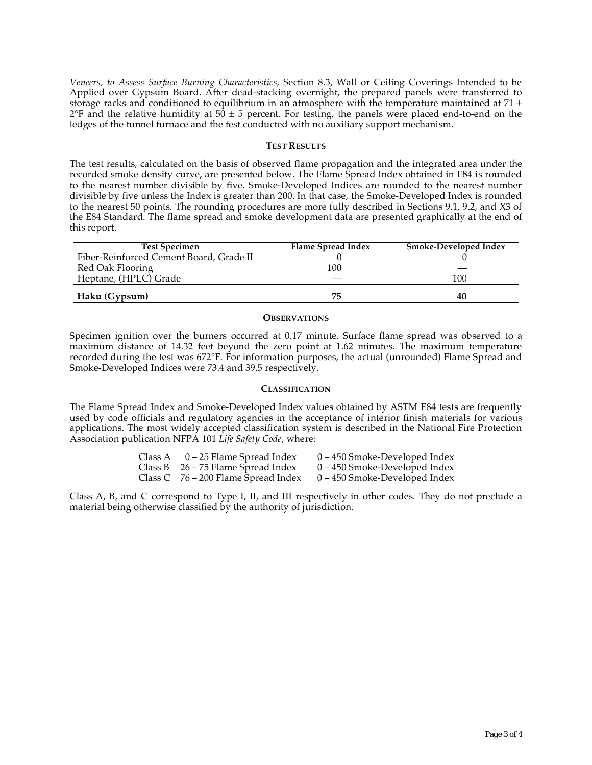*Veneers, to Assess Surface Burning Characteristics*, Section 8.3, Wall or Ceiling Coverings Intended to be Applied over Gypsum Board. After dead-stacking overnight, the prepared panels were transferred to storage racks and conditioned to equilibrium in an atmosphere with the temperature maintained at 71 ± 2°F and the relative humidity at 50 ± 5 percent. For testing, the panels were placed end-to-end on the ledges of the tunnel furnace and the test conducted with no auxiliary support mechanism.

## Test Results

The test results, calculated on the basis of observed flame propagation and the integrated area under the recorded smoke density curve, are presented below. The Flame Spread Index obtained in E84 is rounded to the nearest number divisible by five. Smoke-Developed Indices are rounded to the nearest number divisible by five unless the Index is greater than 200. In that case, the Smoke-Developed Index is rounded to the nearest 50 points. The rounding procedures are more fully described in Sections 9.1, 9.2, and X3 of the E84 Standard. The flame spread and smoke development data are presented graphically at the end of this report.

| Test Specimen | Flame Spread Index | Smoke-Developed Index |
|---|---|---|
| Fiber-Reinforced Cement Board, Grade II | 0 | 0 |
| Red Oak Flooring | 100 | — |
| Heptane, (HPLC) Grade | — | 100 |
| **Haku (Gypsum)** | **75** | **40** |

## Observations

Specimen ignition over the burners occurred at 0.17 minute. Surface flame spread was observed to a maximum distance of 14.32 feet beyond the zero point at 1.62 minutes. The maximum temperature recorded during the test was 672°F. For information purposes, the actual (unrounded) Flame Spread and Smoke-Developed Indices were 73.4 and 39.5 respectively.

## Classification

The Flame Spread Index and Smoke-Developed Index values obtained by ASTM E84 tests are frequently used by code officials and regulatory agencies in the acceptance of interior finish materials for various applications. The most widely accepted classification system is described in the National Fire Protection Association publication NFPA 101 *Life Safety Code*, where:

| | | |
|---|---|---|
| Class A | 0 – 25 Flame Spread Index | 0 – 450 Smoke-Developed Index |
| Class B | 26 – 75 Flame Spread Index | 0 – 450 Smoke-Developed Index |
| Class C | 76 – 200 Flame Spread Index | 0 – 450 Smoke-Developed Index |

Class A, B, and C correspond to Type I, II, and III respectively in other codes. They do not preclude a material being otherwise classified by the authority of jurisdiction.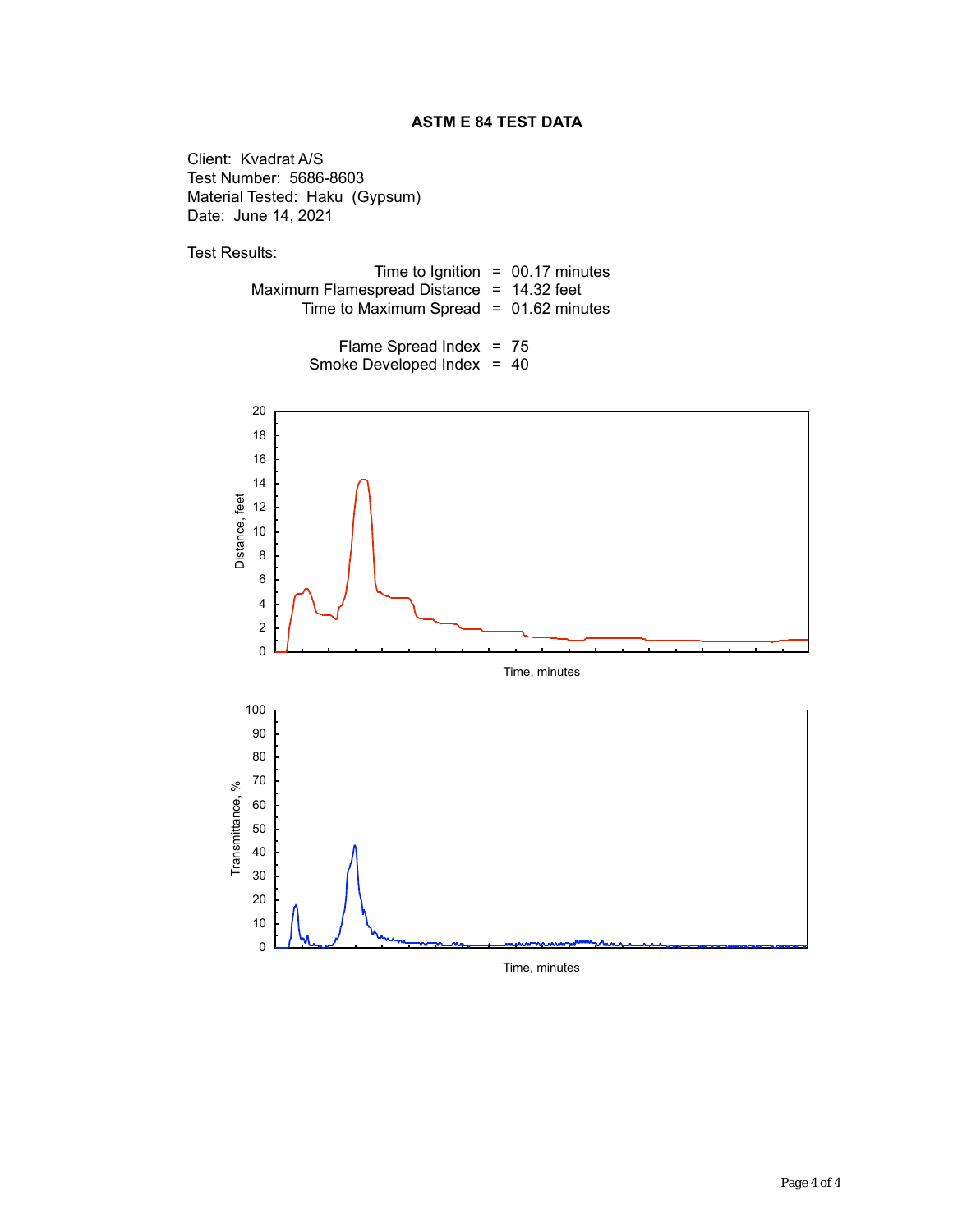# ASTM E 84 TEST DATA

Client: Kvadrat A/S
Test Number: 5686-8603
Material Tested: Haku (Gypsum)
Date: June 14, 2021

Test Results:

Time to Ignition = 00.17 minutes
Maximum Flamespread Distance = 14.32 feet
Time to Maximum Spread = 01.62 minutes

Flame Spread Index = 75
Smoke Developed Index = 40

Distance, feet
0
2
4
6
8
10
12
14
16
18
20
Time, minutes

Transmittance, %
0
10
20
30
40
50
60
70
80
90
100
Time, minutes